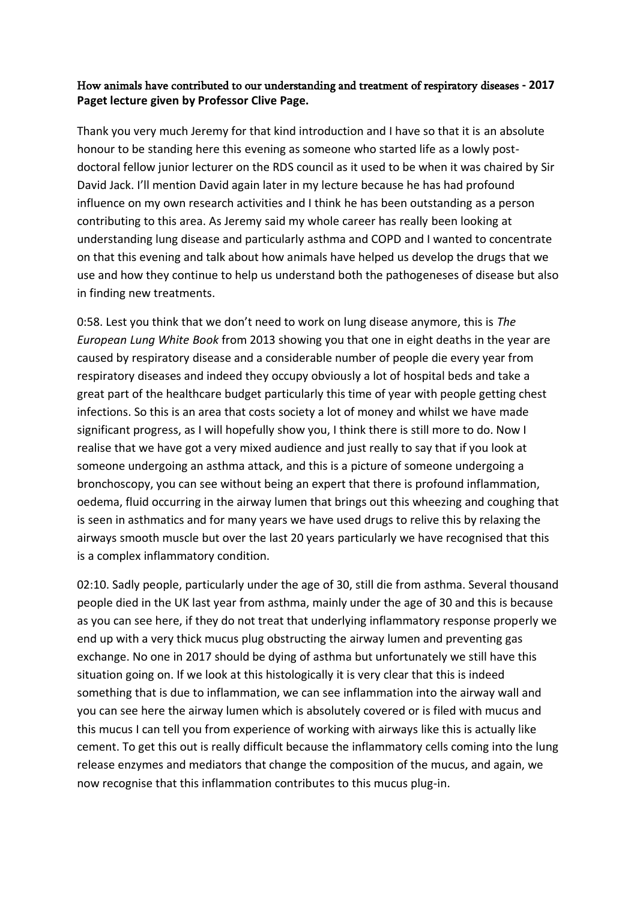**How animals have contributed to our understanding and treatment of respiratory diseases - 2017 Paget lecture given by Professor Clive Page.**

Thank you very much Jeremy for that kind introduction and I have so that it is an absolute honour to be standing here this evening as someone who started life as a lowly post-doctoral fellow junior lecturer on the RDS council as it used to be when it was chaired by Sir David Jack. I'll mention David again later in my lecture because he has had profound influence on my own research activities and I think he has been outstanding as a person contributing to this area. As Jeremy said my whole career has really been looking at understanding lung disease and particularly asthma and COPD and I wanted to concentrate on that this evening and talk about how animals have helped us develop the drugs that we use and how they continue to help us understand both the pathogeneses of disease but also in finding new treatments.

0:58. Lest you think that we don't need to work on lung disease anymore, this is *The European Lung White Book* from 2013 showing you that one in eight deaths in the year are caused by respiratory disease and a considerable number of people die every year from respiratory diseases and indeed they occupy obviously a lot of hospital beds and take a great part of the healthcare budget particularly this time of year with people getting chest infections. So this is an area that costs society a lot of money and whilst we have made significant progress, as I will hopefully show you, I think there is still more to do. Now I realise that we have got a very mixed audience and just really to say that if you look at someone undergoing an asthma attack, and this is a picture of someone undergoing a bronchoscopy, you can see without being an expert that there is profound inflammation, oedema, fluid occurring in the airway lumen that brings out this wheezing and coughing that is seen in asthmatics and for many years we have used drugs to relive this by relaxing the airways smooth muscle but over the last 20 years particularly we have recognised that this is a complex inflammatory condition.

02:10. Sadly people, particularly under the age of 30, still die from asthma. Several thousand people died in the UK last year from asthma, mainly under the age of 30 and this is because as you can see here, if they do not treat that underlying inflammatory response properly we end up with a very thick mucus plug obstructing the airway lumen and preventing gas exchange. No one in 2017 should be dying of asthma but unfortunately we still have this situation going on. If we look at this histologically it is very clear that this is indeed something that is due to inflammation, we can see inflammation into the airway wall and you can see here the airway lumen which is absolutely covered or is filed with mucus and this mucus I can tell you from experience of working with airways like this is actually like cement. To get this out is really difficult because the inflammatory cells coming into the lung release enzymes and mediators that change the composition of the mucus, and again, we now recognise that this inflammation contributes to this mucus plug-in.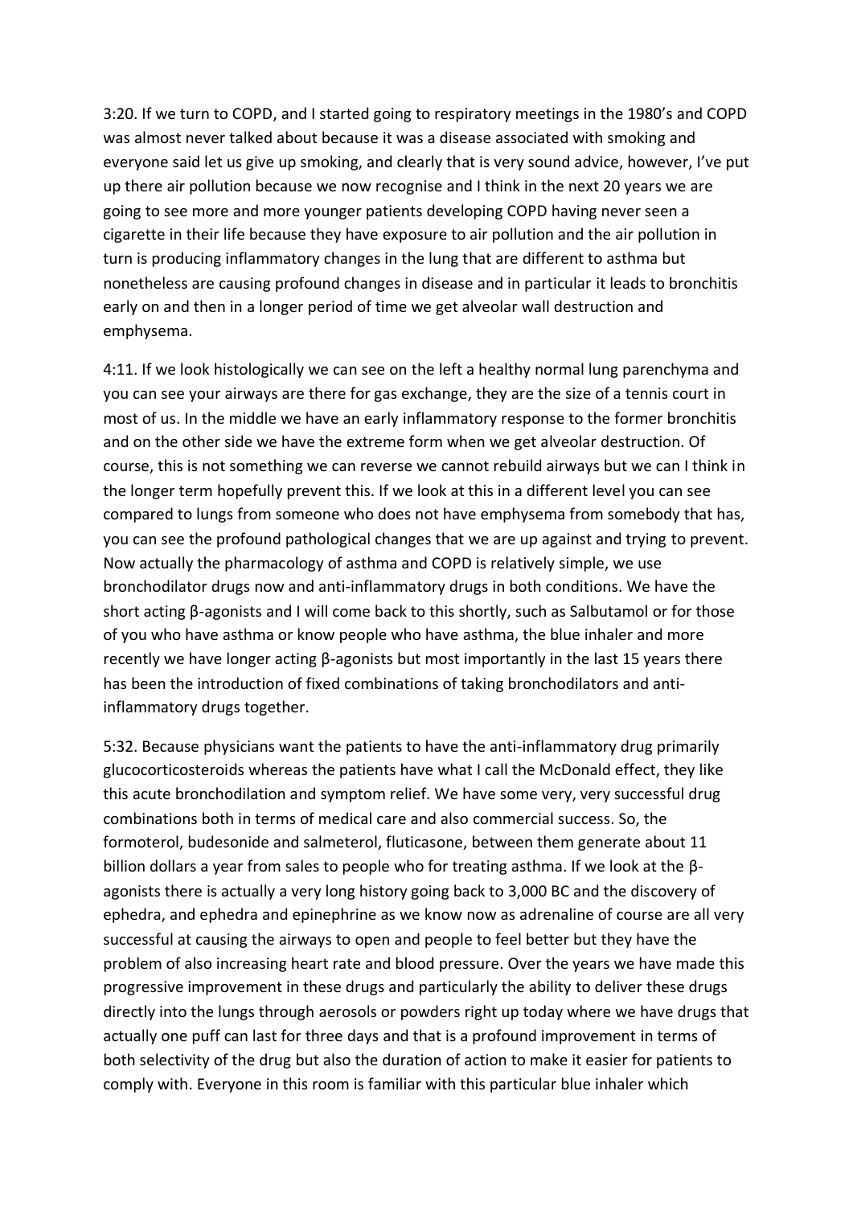3:20. If we turn to COPD, and I started going to respiratory meetings in the 1980's and COPD was almost never talked about because it was a disease associated with smoking and everyone said let us give up smoking, and clearly that is very sound advice, however, I've put up there air pollution because we now recognise and I think in the next 20 years we are going to see more and more younger patients developing COPD having never seen a cigarette in their life because they have exposure to air pollution and the air pollution in turn is producing inflammatory changes in the lung that are different to asthma but nonetheless are causing profound changes in disease and in particular it leads to bronchitis early on and then in a longer period of time we get alveolar wall destruction and emphysema.

4:11. If we look histologically we can see on the left a healthy normal lung parenchyma and you can see your airways are there for gas exchange, they are the size of a tennis court in most of us. In the middle we have an early inflammatory response to the former bronchitis and on the other side we have the extreme form when we get alveolar destruction. Of course, this is not something we can reverse we cannot rebuild airways but we can I think in the longer term hopefully prevent this. If we look at this in a different level you can see compared to lungs from someone who does not have emphysema from somebody that has, you can see the profound pathological changes that we are up against and trying to prevent. Now actually the pharmacology of asthma and COPD is relatively simple, we use bronchodilator drugs now and anti-inflammatory drugs in both conditions. We have the short acting β-agonists and I will come back to this shortly, such as Salbutamol or for those of you who have asthma or know people who have asthma, the blue inhaler and more recently we have longer acting β-agonists but most importantly in the last 15 years there has been the introduction of fixed combinations of taking bronchodilators and anti-inflammatory drugs together.

5:32. Because physicians want the patients to have the anti-inflammatory drug primarily glucocorticosteroids whereas the patients have what I call the McDonald effect, they like this acute bronchodilation and symptom relief. We have some very, very successful drug combinations both in terms of medical care and also commercial success. So, the formoterol, budesonide and salmeterol, fluticasone, between them generate about 11 billion dollars a year from sales to people who for treating asthma. If we look at the β-agonists there is actually a very long history going back to 3,000 BC and the discovery of ephedra, and ephedra and epinephrine as we know now as adrenaline of course are all very successful at causing the airways to open and people to feel better but they have the problem of also increasing heart rate and blood pressure. Over the years we have made this progressive improvement in these drugs and particularly the ability to deliver these drugs directly into the lungs through aerosols or powders right up today where we have drugs that actually one puff can last for three days and that is a profound improvement in terms of both selectivity of the drug but also the duration of action to make it easier for patients to comply with. Everyone in this room is familiar with this particular blue inhaler which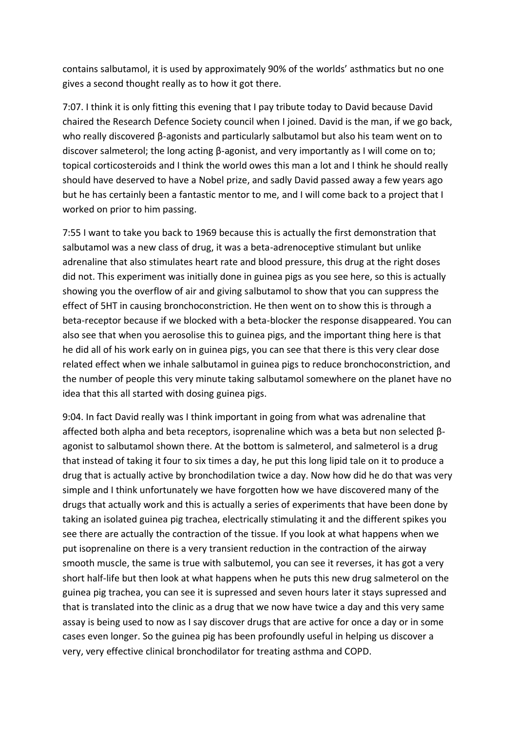contains salbutamol, it is used by approximately 90% of the worlds' asthmatics but no one gives a second thought really as to how it got there.

7:07. I think it is only fitting this evening that I pay tribute today to David because David chaired the Research Defence Society council when I joined. David is the man, if we go back, who really discovered β-agonists and particularly salbutamol but also his team went on to discover salmeterol; the long acting β-agonist, and very importantly as I will come on to; topical corticosteroids and I think the world owes this man a lot and I think he should really should have deserved to have a Nobel prize, and sadly David passed away a few years ago but he has certainly been a fantastic mentor to me, and I will come back to a project that I worked on prior to him passing.

7:55 I want to take you back to 1969 because this is actually the first demonstration that salbutamol was a new class of drug, it was a beta-adrenoceptive stimulant but unlike adrenaline that also stimulates heart rate and blood pressure, this drug at the right doses did not. This experiment was initially done in guinea pigs as you see here, so this is actually showing you the overflow of air and giving salbutamol to show that you can suppress the effect of 5HT in causing bronchoconstriction. He then went on to show this is through a beta-receptor because if we blocked with a beta-blocker the response disappeared. You can also see that when you aerosolise this to guinea pigs, and the important thing here is that he did all of his work early on in guinea pigs, you can see that there is this very clear dose related effect when we inhale salbutamol in guinea pigs to reduce bronchoconstriction, and the number of people this very minute taking salbutamol somewhere on the planet have no idea that this all started with dosing guinea pigs.

9:04. In fact David really was I think important in going from what was adrenaline that affected both alpha and beta receptors, isoprenaline which was a beta but non selected β-agonist to salbutamol shown there. At the bottom is salmeterol, and salmeterol is a drug that instead of taking it four to six times a day, he put this long lipid tale on it to produce a drug that is actually active by bronchodilation twice a day. Now how did he do that was very simple and I think unfortunately we have forgotten how we have discovered many of the drugs that actually work and this is actually a series of experiments that have been done by taking an isolated guinea pig trachea, electrically stimulating it and the different spikes you see there are actually the contraction of the tissue. If you look at what happens when we put isoprenaline on there is a very transient reduction in the contraction of the airway smooth muscle, the same is true with salbutemol, you can see it reverses, it has got a very short half-life but then look at what happens when he puts this new drug salmeterol on the guinea pig trachea, you can see it is supressed and seven hours later it stays supressed and that is translated into the clinic as a drug that we now have twice a day and this very same assay is being used to now as I say discover drugs that are active for once a day or in some cases even longer. So the guinea pig has been profoundly useful in helping us discover a very, very effective clinical bronchodilator for treating asthma and COPD.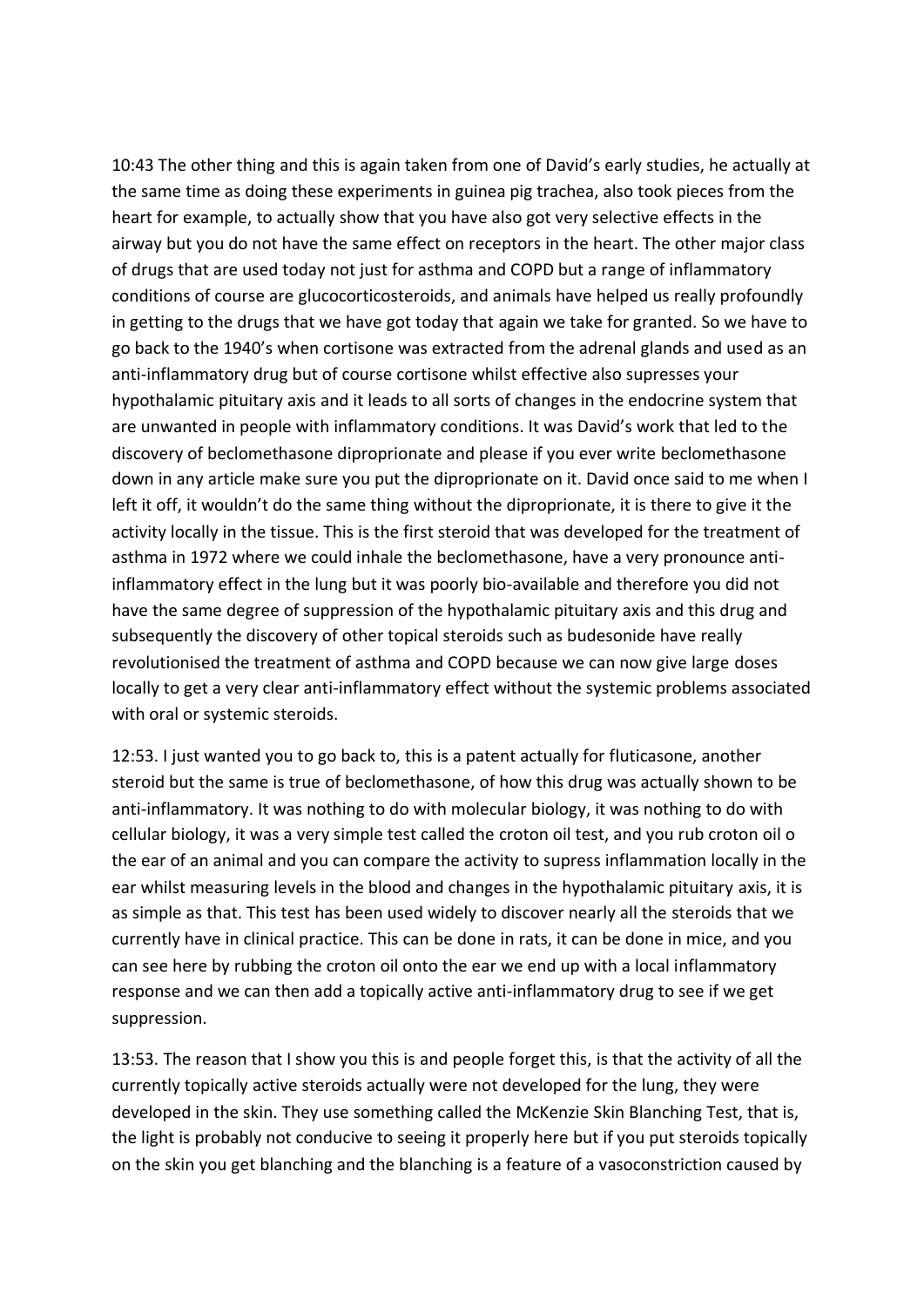10:43 The other thing and this is again taken from one of David's early studies, he actually at the same time as doing these experiments in guinea pig trachea, also took pieces from the heart for example, to actually show that you have also got very selective effects in the airway but you do not have the same effect on receptors in the heart. The other major class of drugs that are used today not just for asthma and COPD but a range of inflammatory conditions of course are glucocorticosteroids, and animals have helped us really profoundly in getting to the drugs that we have got today that again we take for granted. So we have to go back to the 1940's when cortisone was extracted from the adrenal glands and used as an anti-inflammatory drug but of course cortisone whilst effective also supresses your hypothalamic pituitary axis and it leads to all sorts of changes in the endocrine system that are unwanted in people with inflammatory conditions. It was David's work that led to the discovery of beclomethasone diproprionate and please if you ever write beclomethasone down in any article make sure you put the diproprionate on it. David once said to me when I left it off, it wouldn't do the same thing without the diproprionate, it is there to give it the activity locally in the tissue. This is the first steroid that was developed for the treatment of asthma in 1972 where we could inhale the beclomethasone, have a very pronounce anti-inflammatory effect in the lung but it was poorly bio-available and therefore you did not have the same degree of suppression of the hypothalamic pituitary axis and this drug and subsequently the discovery of other topical steroids such as budesonide have really revolutionised the treatment of asthma and COPD because we can now give large doses locally to get a very clear anti-inflammatory effect without the systemic problems associated with oral or systemic steroids.

12:53. I just wanted you to go back to, this is a patent actually for fluticasone, another steroid but the same is true of beclomethasone, of how this drug was actually shown to be anti-inflammatory. It was nothing to do with molecular biology, it was nothing to do with cellular biology, it was a very simple test called the croton oil test, and you rub croton oil o the ear of an animal and you can compare the activity to supress inflammation locally in the ear whilst measuring levels in the blood and changes in the hypothalamic pituitary axis, it is as simple as that. This test has been used widely to discover nearly all the steroids that we currently have in clinical practice. This can be done in rats, it can be done in mice, and you can see here by rubbing the croton oil onto the ear we end up with a local inflammatory response and we can then add a topically active anti-inflammatory drug to see if we get suppression.

13:53. The reason that I show you this is and people forget this, is that the activity of all the currently topically active steroids actually were not developed for the lung, they were developed in the skin. They use something called the McKenzie Skin Blanching Test, that is, the light is probably not conducive to seeing it properly here but if you put steroids topically on the skin you get blanching and the blanching is a feature of a vasoconstriction caused by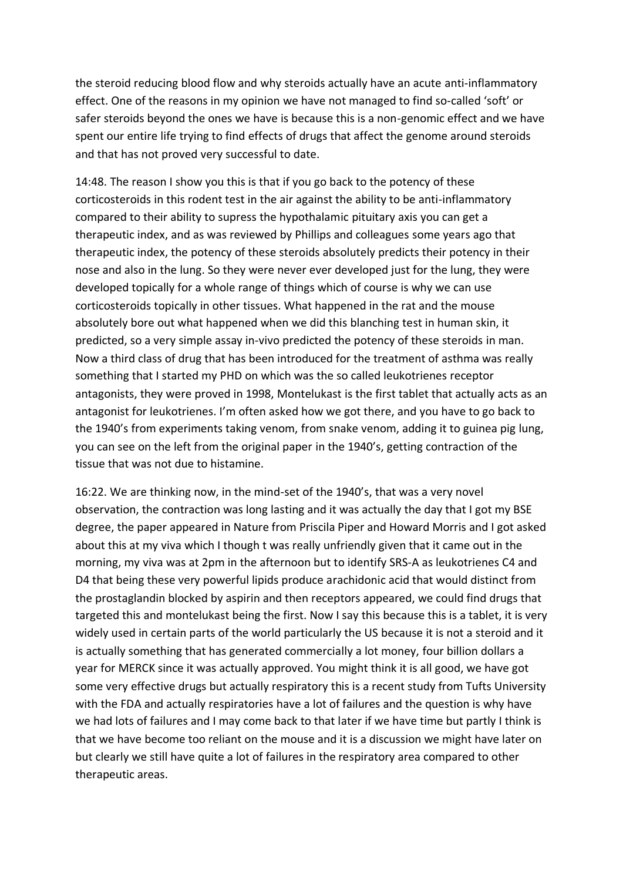the steroid reducing blood flow and why steroids actually have an acute anti-inflammatory effect. One of the reasons in my opinion we have not managed to find so-called 'soft' or safer steroids beyond the ones we have is because this is a non-genomic effect and we have spent our entire life trying to find effects of drugs that affect the genome around steroids and that has not proved very successful to date.

14:48. The reason I show you this is that if you go back to the potency of these corticosteroids in this rodent test in the air against the ability to be anti-inflammatory compared to their ability to supress the hypothalamic pituitary axis you can get a therapeutic index, and as was reviewed by Phillips and colleagues some years ago that therapeutic index, the potency of these steroids absolutely predicts their potency in their nose and also in the lung. So they were never ever developed just for the lung, they were developed topically for a whole range of things which of course is why we can use corticosteroids topically in other tissues. What happened in the rat and the mouse absolutely bore out what happened when we did this blanching test in human skin, it predicted, so a very simple assay in-vivo predicted the potency of these steroids in man. Now a third class of drug that has been introduced for the treatment of asthma was really something that I started my PHD on which was the so called leukotrienes receptor antagonists, they were proved in 1998, Montelukast is the first tablet that actually acts as an antagonist for leukotrienes. I'm often asked how we got there, and you have to go back to the 1940's from experiments taking venom, from snake venom, adding it to guinea pig lung, you can see on the left from the original paper in the 1940's, getting contraction of the tissue that was not due to histamine.

16:22. We are thinking now, in the mind-set of the 1940's, that was a very novel observation, the contraction was long lasting and it was actually the day that I got my BSE degree, the paper appeared in Nature from Priscila Piper and Howard Morris and I got asked about this at my viva which I though t was really unfriendly given that it came out in the morning, my viva was at 2pm in the afternoon but to identify SRS-A as leukotrienes C4 and D4 that being these very powerful lipids produce arachidonic acid that would distinct from the prostaglandin blocked by aspirin and then receptors appeared, we could find drugs that targeted this and montelukast being the first. Now I say this because this is a tablet, it is very widely used in certain parts of the world particularly the US because it is not a steroid and it is actually something that has generated commercially a lot money, four billion dollars a year for MERCK since it was actually approved. You might think it is all good, we have got some very effective drugs but actually respiratory this is a recent study from Tufts University with the FDA and actually respiratories have a lot of failures and the question is why have we had lots of failures and I may come back to that later if we have time but partly I think is that we have become too reliant on the mouse and it is a discussion we might have later on but clearly we still have quite a lot of failures in the respiratory area compared to other therapeutic areas.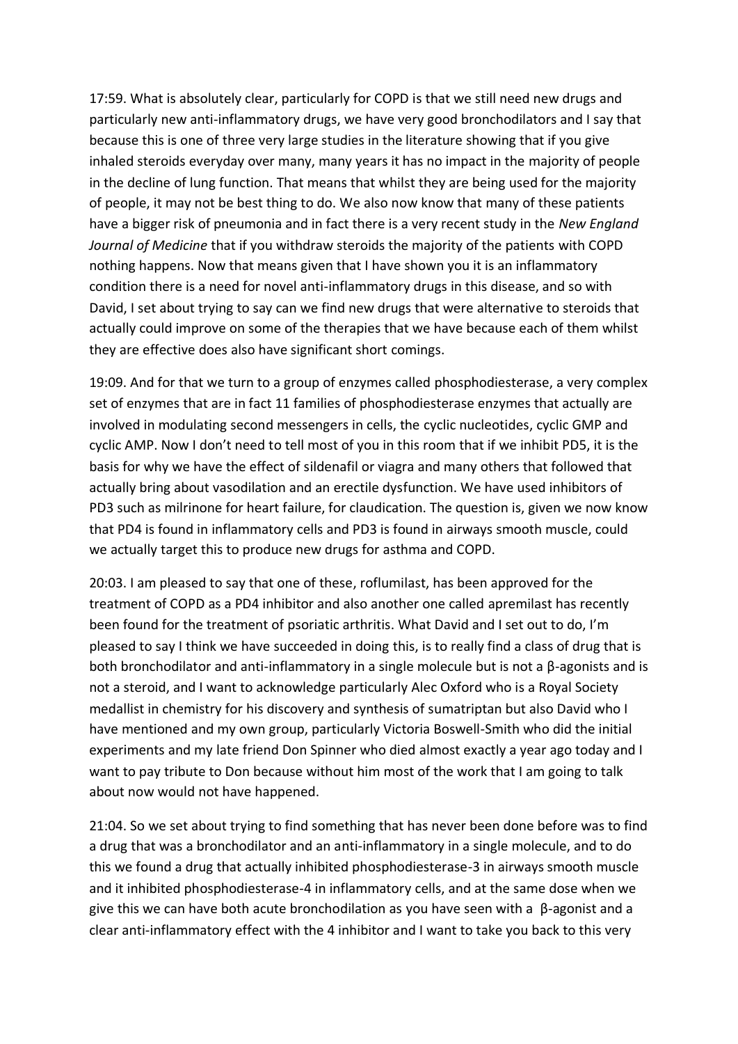17:59. What is absolutely clear, particularly for COPD is that we still need new drugs and particularly new anti-inflammatory drugs, we have very good bronchodilators and I say that because this is one of three very large studies in the literature showing that if you give inhaled steroids everyday over many, many years it has no impact in the majority of people in the decline of lung function. That means that whilst they are being used for the majority of people, it may not be best thing to do. We also now know that many of these patients have a bigger risk of pneumonia and in fact there is a very recent study in the *New England Journal of Medicine* that if you withdraw steroids the majority of the patients with COPD nothing happens. Now that means given that I have shown you it is an inflammatory condition there is a need for novel anti-inflammatory drugs in this disease, and so with David, I set about trying to say can we find new drugs that were alternative to steroids that actually could improve on some of the therapies that we have because each of them whilst they are effective does also have significant short comings.

19:09. And for that we turn to a group of enzymes called phosphodiesterase, a very complex set of enzymes that are in fact 11 families of phosphodiesterase enzymes that actually are involved in modulating second messengers in cells, the cyclic nucleotides, cyclic GMP and cyclic AMP. Now I don't need to tell most of you in this room that if we inhibit PD5, it is the basis for why we have the effect of sildenafil or viagra and many others that followed that actually bring about vasodilation and an erectile dysfunction. We have used inhibitors of PD3 such as milrinone for heart failure, for claudication. The question is, given we now know that PD4 is found in inflammatory cells and PD3 is found in airways smooth muscle, could we actually target this to produce new drugs for asthma and COPD.

20:03. I am pleased to say that one of these, roflumilast, has been approved for the treatment of COPD as a PD4 inhibitor and also another one called apremilast has recently been found for the treatment of psoriatic arthritis. What David and I set out to do, I'm pleased to say I think we have succeeded in doing this, is to really find a class of drug that is both bronchodilator and anti-inflammatory in a single molecule but is not a β-agonists and is not a steroid, and I want to acknowledge particularly Alec Oxford who is a Royal Society medallist in chemistry for his discovery and synthesis of sumatriptan but also David who I have mentioned and my own group, particularly Victoria Boswell-Smith who did the initial experiments and my late friend Don Spinner who died almost exactly a year ago today and I want to pay tribute to Don because without him most of the work that I am going to talk about now would not have happened.

21:04. So we set about trying to find something that has never been done before was to find a drug that was a bronchodilator and an anti-inflammatory in a single molecule, and to do this we found a drug that actually inhibited phosphodiesterase-3 in airways smooth muscle and it inhibited phosphodiesterase-4 in inflammatory cells, and at the same dose when we give this we can have both acute bronchodilation as you have seen with a β-agonist and a clear anti-inflammatory effect with the 4 inhibitor and I want to take you back to this very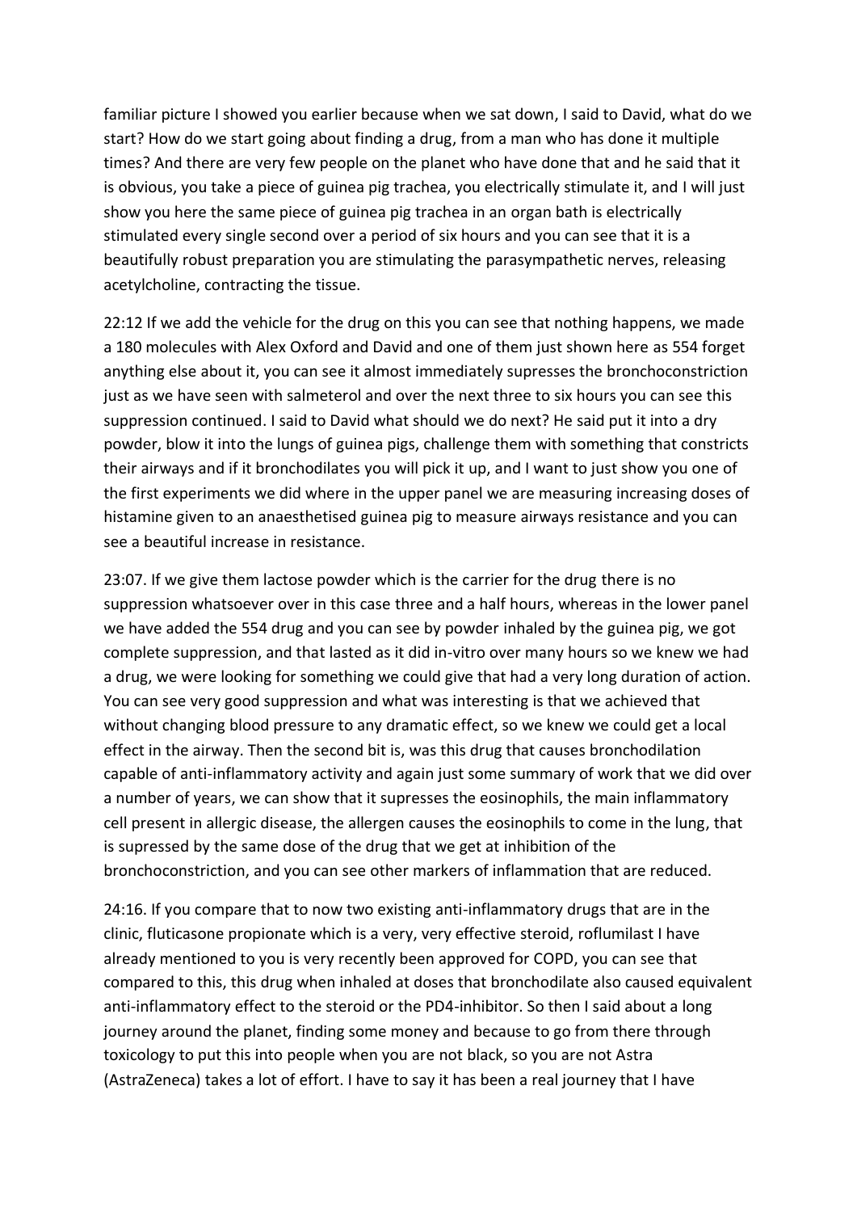familiar picture I showed you earlier because when we sat down, I said to David, what do we start? How do we start going about finding a drug, from a man who has done it multiple times? And there are very few people on the planet who have done that and he said that it is obvious, you take a piece of guinea pig trachea, you electrically stimulate it, and I will just show you here the same piece of guinea pig trachea in an organ bath is electrically stimulated every single second over a period of six hours and you can see that it is a beautifully robust preparation you are stimulating the parasympathetic nerves, releasing acetylcholine, contracting the tissue.

22:12 If we add the vehicle for the drug on this you can see that nothing happens, we made a 180 molecules with Alex Oxford and David and one of them just shown here as 554 forget anything else about it, you can see it almost immediately supresses the bronchoconstriction just as we have seen with salmeterol and over the next three to six hours you can see this suppression continued. I said to David what should we do next? He said put it into a dry powder, blow it into the lungs of guinea pigs, challenge them with something that constricts their airways and if it bronchodilates you will pick it up, and I want to just show you one of the first experiments we did where in the upper panel we are measuring increasing doses of histamine given to an anaesthetised guinea pig to measure airways resistance and you can see a beautiful increase in resistance.

23:07. If we give them lactose powder which is the carrier for the drug there is no suppression whatsoever over in this case three and a half hours, whereas in the lower panel we have added the 554 drug and you can see by powder inhaled by the guinea pig, we got complete suppression, and that lasted as it did in-vitro over many hours so we knew we had a drug, we were looking for something we could give that had a very long duration of action. You can see very good suppression and what was interesting is that we achieved that without changing blood pressure to any dramatic effect, so we knew we could get a local effect in the airway. Then the second bit is, was this drug that causes bronchodilation capable of anti-inflammatory activity and again just some summary of work that we did over a number of years, we can show that it supresses the eosinophils, the main inflammatory cell present in allergic disease, the allergen causes the eosinophils to come in the lung, that is supressed by the same dose of the drug that we get at inhibition of the bronchoconstriction, and you can see other markers of inflammation that are reduced.

24:16. If you compare that to now two existing anti-inflammatory drugs that are in the clinic, fluticasone propionate which is a very, very effective steroid, roflumilast I have already mentioned to you is very recently been approved for COPD, you can see that compared to this, this drug when inhaled at doses that bronchodilate also caused equivalent anti-inflammatory effect to the steroid or the PD4-inhibitor. So then I said about a long journey around the planet, finding some money and because to go from there through toxicology to put this into people when you are not black, so you are not Astra (AstraZeneca) takes a lot of effort. I have to say it has been a real journey that I have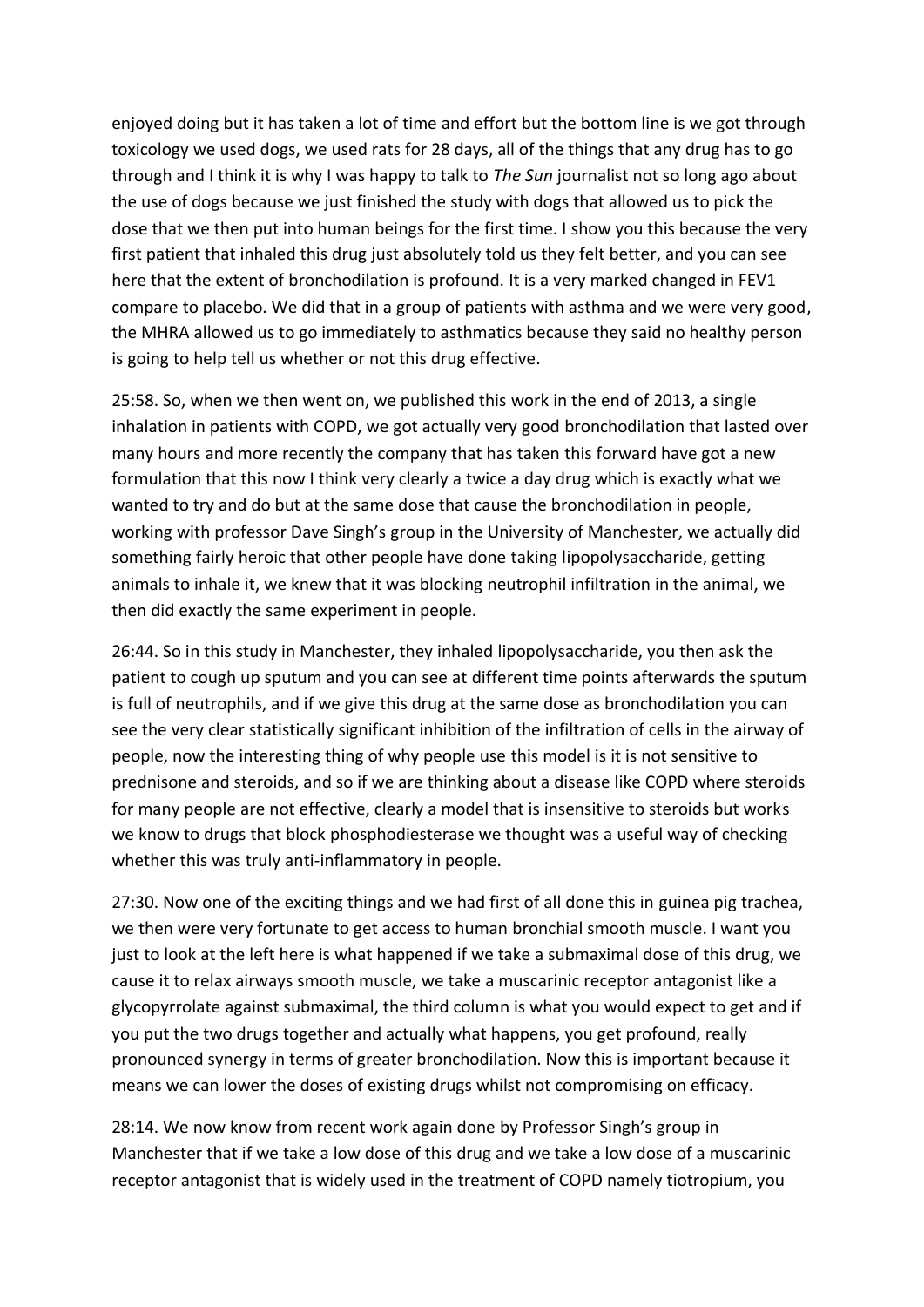enjoyed doing but it has taken a lot of time and effort but the bottom line is we got through toxicology we used dogs, we used rats for 28 days, all of the things that any drug has to go through and I think it is why I was happy to talk to *The Sun* journalist not so long ago about the use of dogs because we just finished the study with dogs that allowed us to pick the dose that we then put into human beings for the first time. I show you this because the very first patient that inhaled this drug just absolutely told us they felt better, and you can see here that the extent of bronchodilation is profound. It is a very marked changed in FEV1 compare to placebo. We did that in a group of patients with asthma and we were very good, the MHRA allowed us to go immediately to asthmatics because they said no healthy person is going to help tell us whether or not this drug effective.

25:58. So, when we then went on, we published this work in the end of 2013, a single inhalation in patients with COPD, we got actually very good bronchodilation that lasted over many hours and more recently the company that has taken this forward have got a new formulation that this now I think very clearly a twice a day drug which is exactly what we wanted to try and do but at the same dose that cause the bronchodilation in people, working with professor Dave Singh's group in the University of Manchester, we actually did something fairly heroic that other people have done taking lipopolysaccharide, getting animals to inhale it, we knew that it was blocking neutrophil infiltration in the animal, we then did exactly the same experiment in people.

26:44. So in this study in Manchester, they inhaled lipopolysaccharide, you then ask the patient to cough up sputum and you can see at different time points afterwards the sputum is full of neutrophils, and if we give this drug at the same dose as bronchodilation you can see the very clear statistically significant inhibition of the infiltration of cells in the airway of people, now the interesting thing of why people use this model is it is not sensitive to prednisone and steroids, and so if we are thinking about a disease like COPD where steroids for many people are not effective, clearly a model that is insensitive to steroids but works we know to drugs that block phosphodiesterase we thought was a useful way of checking whether this was truly anti-inflammatory in people.

27:30. Now one of the exciting things and we had first of all done this in guinea pig trachea, we then were very fortunate to get access to human bronchial smooth muscle. I want you just to look at the left here is what happened if we take a submaximal dose of this drug, we cause it to relax airways smooth muscle, we take a muscarinic receptor antagonist like a glycopyrrolate against submaximal, the third column is what you would expect to get and if you put the two drugs together and actually what happens, you get profound, really pronounced synergy in terms of greater bronchodilation. Now this is important because it means we can lower the doses of existing drugs whilst not compromising on efficacy.

28:14. We now know from recent work again done by Professor Singh's group in Manchester that if we take a low dose of this drug and we take a low dose of a muscarinic receptor antagonist that is widely used in the treatment of COPD namely tiotropium, you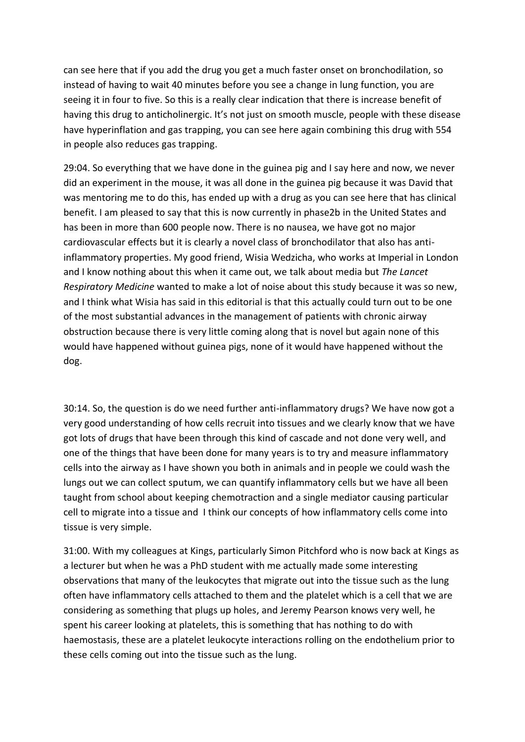can see here that if you add the drug you get a much faster onset on bronchodilation, so instead of having to wait 40 minutes before you see a change in lung function, you are seeing it in four to five. So this is a really clear indication that there is increase benefit of having this drug to anticholinergic. It's not just on smooth muscle, people with these disease have hyperinflation and gas trapping, you can see here again combining this drug with 554 in people also reduces gas trapping.

29:04. So everything that we have done in the guinea pig and I say here and now, we never did an experiment in the mouse, it was all done in the guinea pig because it was David that was mentoring me to do this, has ended up with a drug as you can see here that has clinical benefit. I am pleased to say that this is now currently in phase2b in the United States and has been in more than 600 people now. There is no nausea, we have got no major cardiovascular effects but it is clearly a novel class of bronchodilator that also has anti-inflammatory properties. My good friend, Wisia Wedzicha, who works at Imperial in London and I know nothing about this when it came out, we talk about media but *The Lancet Respiratory Medicine* wanted to make a lot of noise about this study because it was so new, and I think what Wisia has said in this editorial is that this actually could turn out to be one of the most substantial advances in the management of patients with chronic airway obstruction because there is very little coming along that is novel but again none of this would have happened without guinea pigs, none of it would have happened without the dog.

30:14. So, the question is do we need further anti-inflammatory drugs? We have now got a very good understanding of how cells recruit into tissues and we clearly know that we have got lots of drugs that have been through this kind of cascade and not done very well, and one of the things that have been done for many years is to try and measure inflammatory cells into the airway as I have shown you both in animals and in people we could wash the lungs out we can collect sputum, we can quantify inflammatory cells but we have all been taught from school about keeping chemotraction and a single mediator causing particular cell to migrate into a tissue and I think our concepts of how inflammatory cells come into tissue is very simple.

31:00. With my colleagues at Kings, particularly Simon Pitchford who is now back at Kings as a lecturer but when he was a PhD student with me actually made some interesting observations that many of the leukocytes that migrate out into the tissue such as the lung often have inflammatory cells attached to them and the platelet which is a cell that we are considering as something that plugs up holes, and Jeremy Pearson knows very well, he spent his career looking at platelets, this is something that has nothing to do with haemostasis, these are a platelet leukocyte interactions rolling on the endothelium prior to these cells coming out into the tissue such as the lung.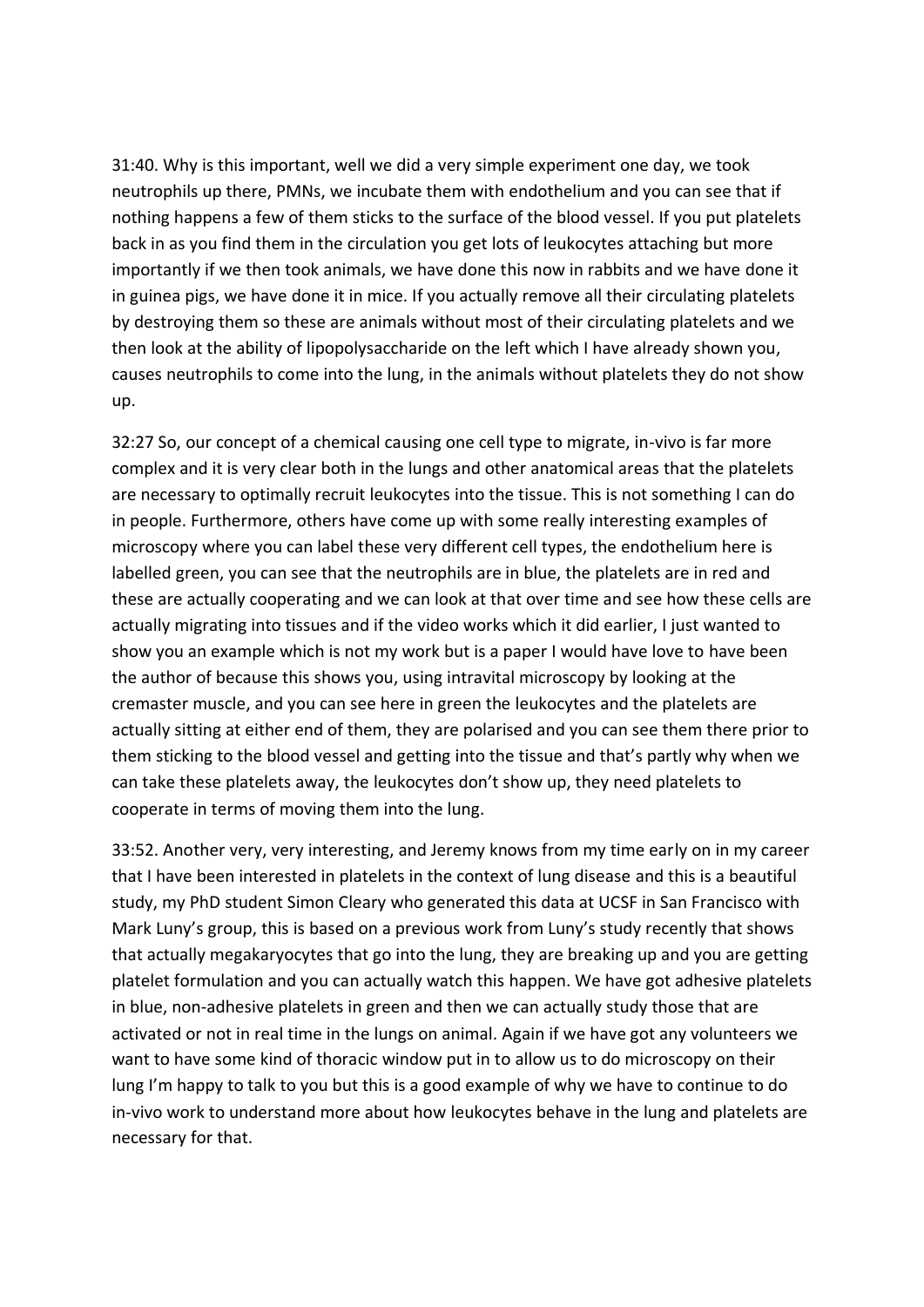31:40. Why is this important, well we did a very simple experiment one day, we took neutrophils up there, PMNs, we incubate them with endothelium and you can see that if nothing happens a few of them sticks to the surface of the blood vessel. If you put platelets back in as you find them in the circulation you get lots of leukocytes attaching but more importantly if we then took animals, we have done this now in rabbits and we have done it in guinea pigs, we have done it in mice. If you actually remove all their circulating platelets by destroying them so these are animals without most of their circulating platelets and we then look at the ability of lipopolysaccharide on the left which I have already shown you, causes neutrophils to come into the lung, in the animals without platelets they do not show up.

32:27 So, our concept of a chemical causing one cell type to migrate, in-vivo is far more complex and it is very clear both in the lungs and other anatomical areas that the platelets are necessary to optimally recruit leukocytes into the tissue. This is not something I can do in people. Furthermore, others have come up with some really interesting examples of microscopy where you can label these very different cell types, the endothelium here is labelled green, you can see that the neutrophils are in blue, the platelets are in red and these are actually cooperating and we can look at that over time and see how these cells are actually migrating into tissues and if the video works which it did earlier, I just wanted to show you an example which is not my work but is a paper I would have love to have been the author of because this shows you, using intravital microscopy by looking at the cremaster muscle, and you can see here in green the leukocytes and the platelets are actually sitting at either end of them, they are polarised and you can see them there prior to them sticking to the blood vessel and getting into the tissue and that's partly why when we can take these platelets away, the leukocytes don't show up, they need platelets to cooperate in terms of moving them into the lung.

33:52. Another very, very interesting, and Jeremy knows from my time early on in my career that I have been interested in platelets in the context of lung disease and this is a beautiful study, my PhD student Simon Cleary who generated this data at UCSF in San Francisco with Mark Luny's group, this is based on a previous work from Luny's study recently that shows that actually megakaryocytes that go into the lung, they are breaking up and you are getting platelet formulation and you can actually watch this happen. We have got adhesive platelets in blue, non-adhesive platelets in green and then we can actually study those that are activated or not in real time in the lungs on animal. Again if we have got any volunteers we want to have some kind of thoracic window put in to allow us to do microscopy on their lung I'm happy to talk to you but this is a good example of why we have to continue to do in-vivo work to understand more about how leukocytes behave in the lung and platelets are necessary for that.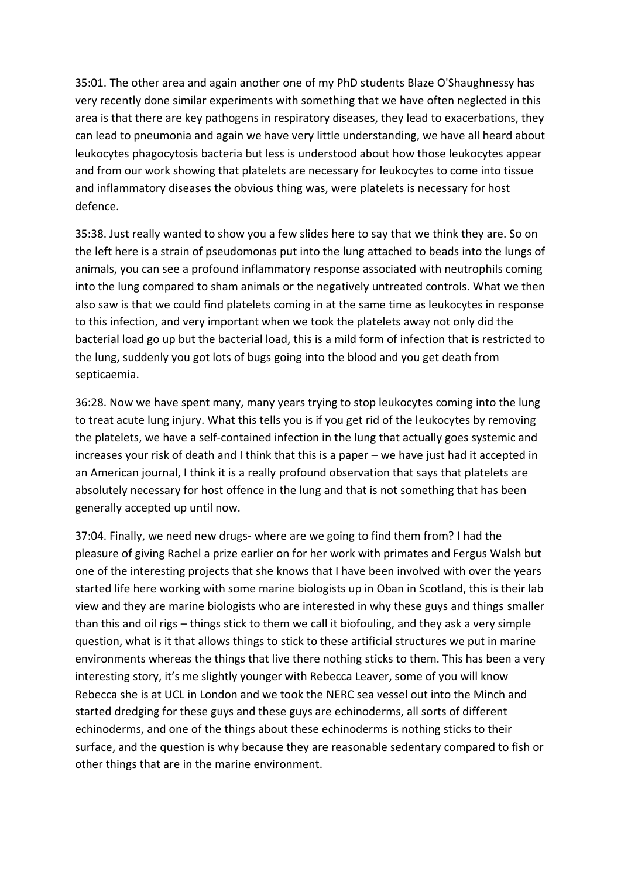35:01. The other area and again another one of my PhD students Blaze O'Shaughnessy has very recently done similar experiments with something that we have often neglected in this area is that there are key pathogens in respiratory diseases, they lead to exacerbations, they can lead to pneumonia and again we have very little understanding, we have all heard about leukocytes phagocytosis bacteria but less is understood about how those leukocytes appear and from our work showing that platelets are necessary for leukocytes to come into tissue and inflammatory diseases the obvious thing was, were platelets is necessary for host defence.

35:38. Just really wanted to show you a few slides here to say that we think they are. So on the left here is a strain of pseudomonas put into the lung attached to beads into the lungs of animals, you can see a profound inflammatory response associated with neutrophils coming into the lung compared to sham animals or the negatively untreated controls. What we then also saw is that we could find platelets coming in at the same time as leukocytes in response to this infection, and very important when we took the platelets away not only did the bacterial load go up but the bacterial load, this is a mild form of infection that is restricted to the lung, suddenly you got lots of bugs going into the blood and you get death from septicaemia.

36:28. Now we have spent many, many years trying to stop leukocytes coming into the lung to treat acute lung injury. What this tells you is if you get rid of the leukocytes by removing the platelets, we have a self-contained infection in the lung that actually goes systemic and increases your risk of death and I think that this is a paper – we have just had it accepted in an American journal, I think it is a really profound observation that says that platelets are absolutely necessary for host offence in the lung and that is not something that has been generally accepted up until now.

37:04. Finally, we need new drugs- where are we going to find them from? I had the pleasure of giving Rachel a prize earlier on for her work with primates and Fergus Walsh but one of the interesting projects that she knows that I have been involved with over the years started life here working with some marine biologists up in Oban in Scotland, this is their lab view and they are marine biologists who are interested in why these guys and things smaller than this and oil rigs – things stick to them we call it biofouling, and they ask a very simple question, what is it that allows things to stick to these artificial structures we put in marine environments whereas the things that live there nothing sticks to them. This has been a very interesting story, it's me slightly younger with Rebecca Leaver, some of you will know Rebecca she is at UCL in London and we took the NERC sea vessel out into the Minch and started dredging for these guys and these guys are echinoderms, all sorts of different echinoderms, and one of the things about these echinoderms is nothing sticks to their surface, and the question is why because they are reasonable sedentary compared to fish or other things that are in the marine environment.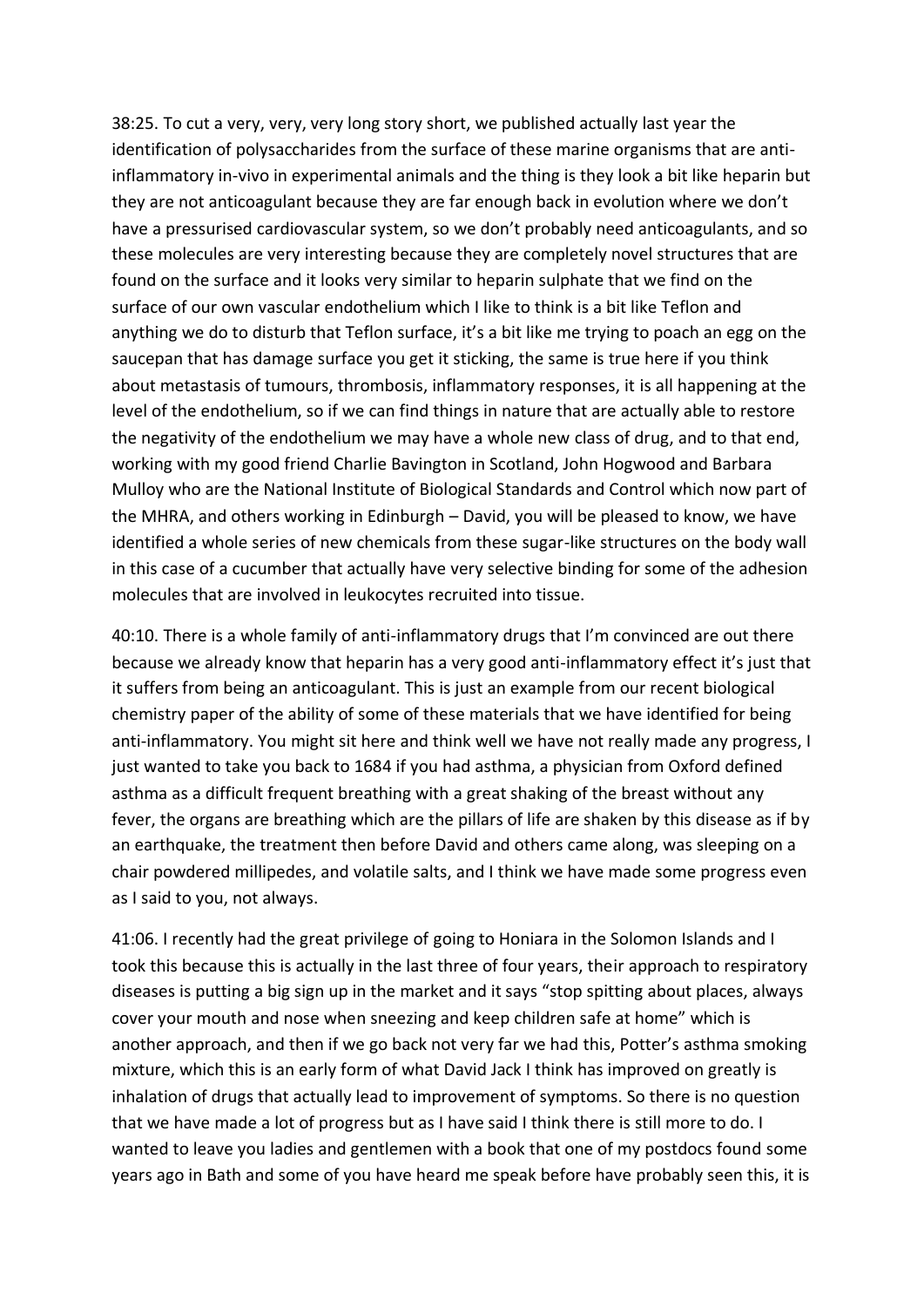38:25. To cut a very, very, very long story short, we published actually last year the identification of polysaccharides from the surface of these marine organisms that are anti-inflammatory in-vivo in experimental animals and the thing is they look a bit like heparin but they are not anticoagulant because they are far enough back in evolution where we don't have a pressurised cardiovascular system, so we don't probably need anticoagulants, and so these molecules are very interesting because they are completely novel structures that are found on the surface and it looks very similar to heparin sulphate that we find on the surface of our own vascular endothelium which I like to think is a bit like Teflon and anything we do to disturb that Teflon surface, it's a bit like me trying to poach an egg on the saucepan that has damage surface you get it sticking, the same is true here if you think about metastasis of tumours, thrombosis, inflammatory responses, it is all happening at the level of the endothelium, so if we can find things in nature that are actually able to restore the negativity of the endothelium we may have a whole new class of drug, and to that end, working with my good friend Charlie Bavington in Scotland, John Hogwood and Barbara Mulloy who are the National Institute of Biological Standards and Control which now part of the MHRA, and others working in Edinburgh – David, you will be pleased to know, we have identified a whole series of new chemicals from these sugar-like structures on the body wall in this case of a cucumber that actually have very selective binding for some of the adhesion molecules that are involved in leukocytes recruited into tissue.

40:10. There is a whole family of anti-inflammatory drugs that I'm convinced are out there because we already know that heparin has a very good anti-inflammatory effect it's just that it suffers from being an anticoagulant. This is just an example from our recent biological chemistry paper of the ability of some of these materials that we have identified for being anti-inflammatory. You might sit here and think well we have not really made any progress, I just wanted to take you back to 1684 if you had asthma, a physician from Oxford defined asthma as a difficult frequent breathing with a great shaking of the breast without any fever, the organs are breathing which are the pillars of life are shaken by this disease as if by an earthquake, the treatment then before David and others came along, was sleeping on a chair powdered millipedes, and volatile salts, and I think we have made some progress even as I said to you, not always.

41:06. I recently had the great privilege of going to Honiara in the Solomon Islands and I took this because this is actually in the last three of four years, their approach to respiratory diseases is putting a big sign up in the market and it says "stop spitting about places, always cover your mouth and nose when sneezing and keep children safe at home" which is another approach, and then if we go back not very far we had this, Potter's asthma smoking mixture, which this is an early form of what David Jack I think has improved on greatly is inhalation of drugs that actually lead to improvement of symptoms. So there is no question that we have made a lot of progress but as I have said I think there is still more to do. I wanted to leave you ladies and gentlemen with a book that one of my postdocs found some years ago in Bath and some of you have heard me speak before have probably seen this, it is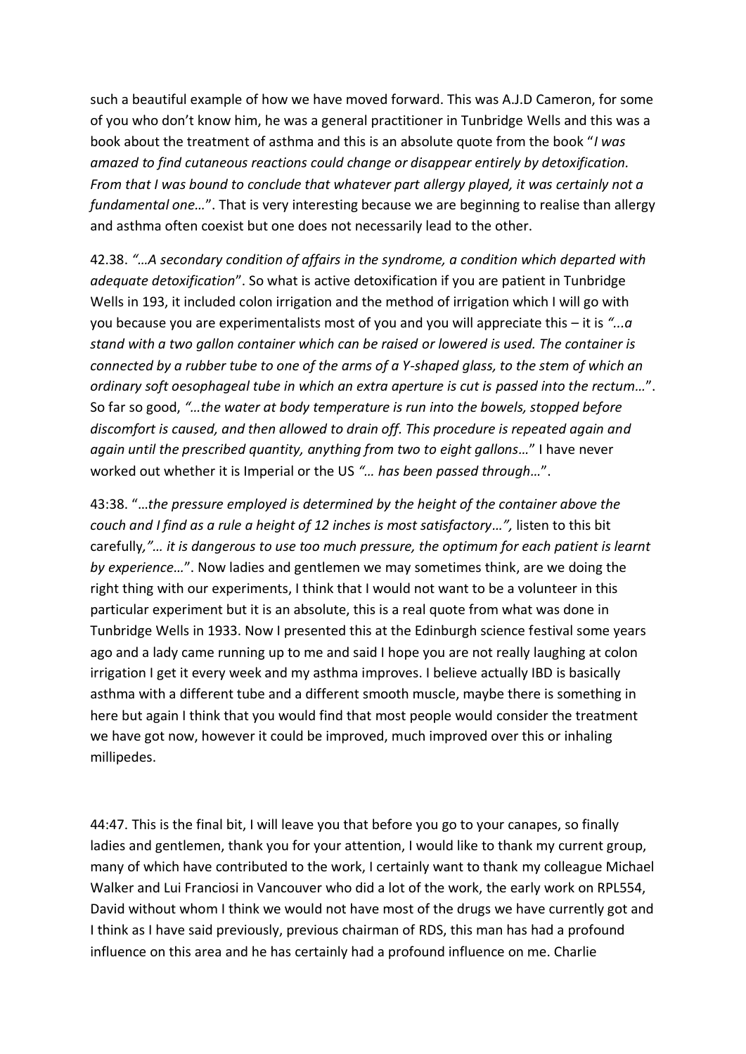such a beautiful example of how we have moved forward. This was A.J.D Cameron, for some of you who don't know him, he was a general practitioner in Tunbridge Wells and this was a book about the treatment of asthma and this is an absolute quote from the book "*I was amazed to find cutaneous reactions could change or disappear entirely by detoxification. From that I was bound to conclude that whatever part allergy played, it was certainly not a fundamental one…*". That is very interesting because we are beginning to realise than allergy and asthma often coexist but one does not necessarily lead to the other.

42.38. *"…A secondary condition of affairs in the syndrome, a condition which departed with adequate detoxification*". So what is active detoxification if you are patient in Tunbridge Wells in 193, it included colon irrigation and the method of irrigation which I will go with you because you are experimentalists most of you and you will appreciate this – it is *"...a stand with a two gallon container which can be raised or lowered is used. The container is connected by a rubber tube to one of the arms of a Y-shaped glass, to the stem of which an ordinary soft oesophageal tube in which an extra aperture is cut is passed into the rectum…*". So far so good, *"…the water at body temperature is run into the bowels, stopped before discomfort is caused, and then allowed to drain off. This procedure is repeated again and again until the prescribed quantity, anything from two to eight gallons…*" I have never worked out whether it is Imperial or the US *"… has been passed through…*".

43:38. "*…the pressure employed is determined by the height of the container above the couch and I find as a rule a height of 12 inches is most satisfactory…",* listen to this bit carefully,*"… it is dangerous to use too much pressure, the optimum for each patient is learnt by experience…*". Now ladies and gentlemen we may sometimes think, are we doing the right thing with our experiments, I think that I would not want to be a volunteer in this particular experiment but it is an absolute, this is a real quote from what was done in Tunbridge Wells in 1933. Now I presented this at the Edinburgh science festival some years ago and a lady came running up to me and said I hope you are not really laughing at colon irrigation I get it every week and my asthma improves. I believe actually IBD is basically asthma with a different tube and a different smooth muscle, maybe there is something in here but again I think that you would find that most people would consider the treatment we have got now, however it could be improved, much improved over this or inhaling millipedes.

44:47. This is the final bit, I will leave you that before you go to your canapes, so finally ladies and gentlemen, thank you for your attention, I would like to thank my current group, many of which have contributed to the work, I certainly want to thank my colleague Michael Walker and Lui Franciosi in Vancouver who did a lot of the work, the early work on RPL554, David without whom I think we would not have most of the drugs we have currently got and I think as I have said previously, previous chairman of RDS, this man has had a profound influence on this area and he has certainly had a profound influence on me. Charlie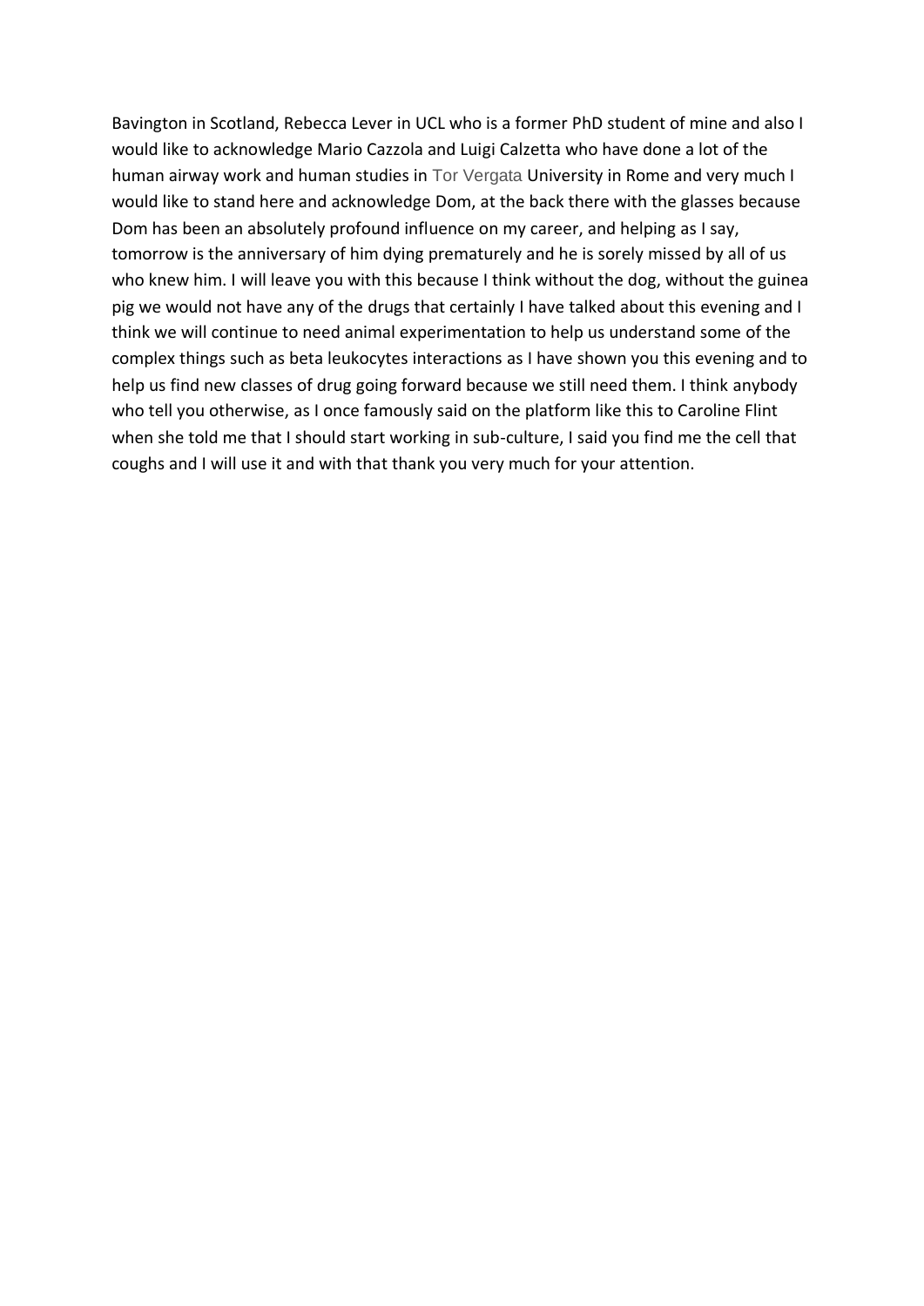Bavington in Scotland, Rebecca Lever in UCL who is a former PhD student of mine and also I would like to acknowledge Mario Cazzola and Luigi Calzetta who have done a lot of the human airway work and human studies in Tor Vergata University in Rome and very much I would like to stand here and acknowledge Dom, at the back there with the glasses because Dom has been an absolutely profound influence on my career, and helping as I say, tomorrow is the anniversary of him dying prematurely and he is sorely missed by all of us who knew him. I will leave you with this because I think without the dog, without the guinea pig we would not have any of the drugs that certainly I have talked about this evening and I think we will continue to need animal experimentation to help us understand some of the complex things such as beta leukocytes interactions as I have shown you this evening and to help us find new classes of drug going forward because we still need them. I think anybody who tell you otherwise, as I once famously said on the platform like this to Caroline Flint when she told me that I should start working in sub-culture, I said you find me the cell that coughs and I will use it and with that thank you very much for your attention.